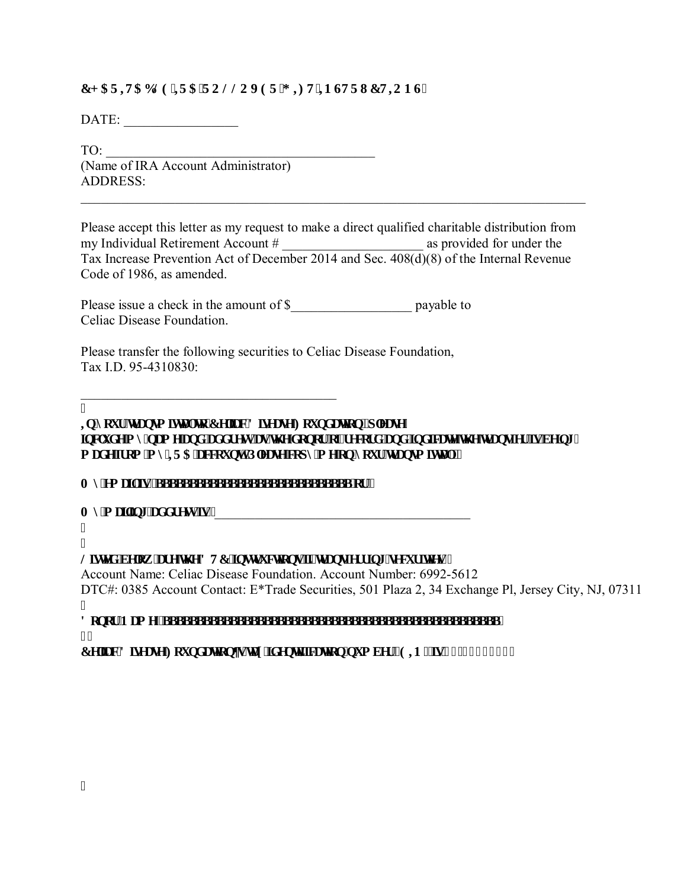**CHARITABLE IRA ROLLOVER GIFT INSTRUCTIONS**

DATE: _________________

TO: ___________________________________________

(Name of IRA Account Administrator)

ADDRESS:

_________________________________________________________________________________

Please accept this letter as my request to make a direct qualified charitable distribution from my Individual Retirement Account # _____________________ as provided for under the Tax Increase Prevention Act of December 2014 and Sec. 408(d)(8) of the Internal Revenue Code of 1986, as amended.

Please issue a check in the amount of $__________________ payable to Celiac Disease Foundation.

Please transfer the following securities to Celiac Disease Foundation, Tax I.D. 95-4310830:

________________________________________

**In your transmittal to Celiac Disease Foundation, please include my name and address as the donor of record and indicate that the transfer is being made from my IRA account. Please copy me on your transmittal.**

**My email is: ______________________________ or**

**My mailing address is:** ________________________________________

**Listed below are the DTC instructions for transferring securities:**

Account Name: Celiac Disease Foundation. Account Number: 6992-5612

DTC#: 0385 Account Contact: E*Trade Securities, 501 Plaza 2, 34 Exchange Pl, Jersey City, NJ, 07311

**Donor Name: ______________________________________________**

**Celiac Disease Foundation's tax identification number (EIN) is**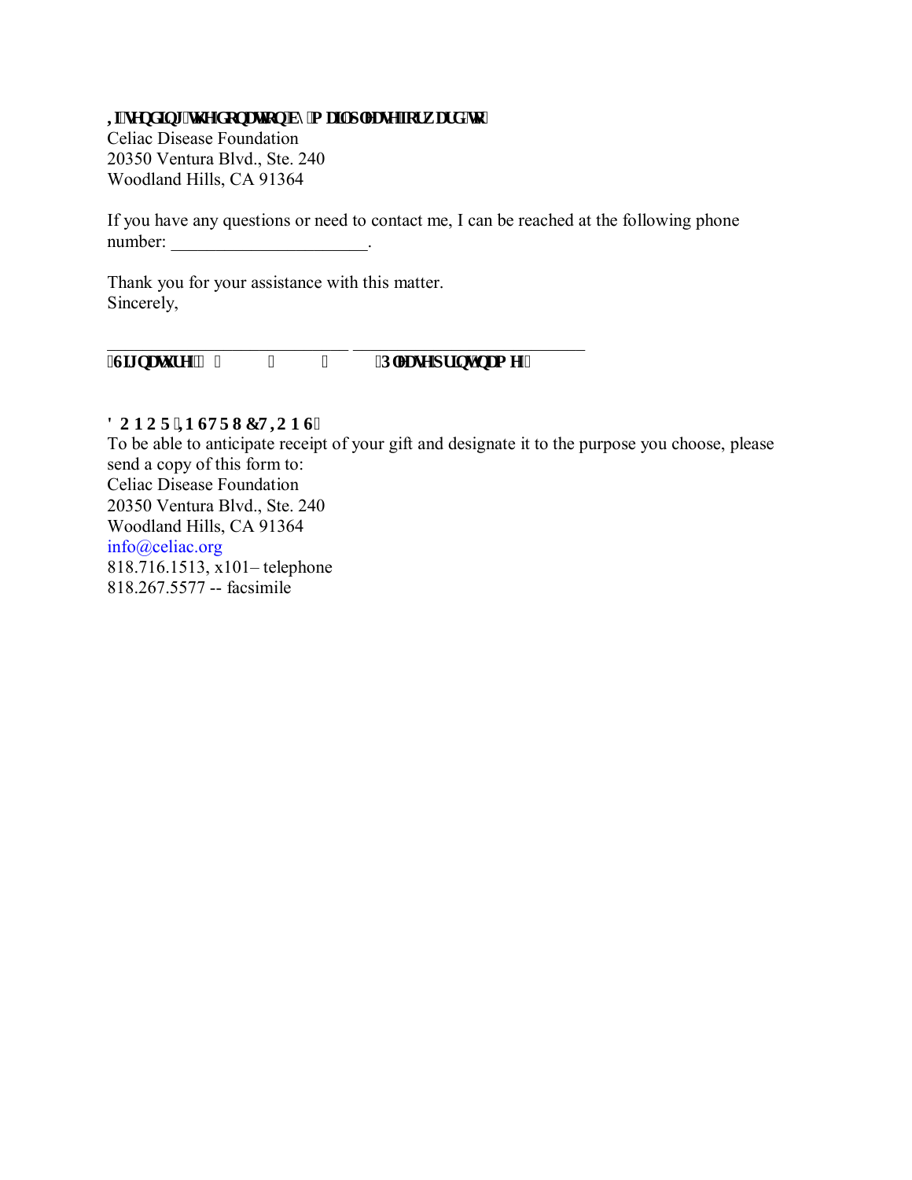**If sending the donation by mail, please forward to:**
Celiac Disease Foundation
20350 Ventura Blvd., Ste. 240
Woodland Hills, CA 91364

If you have any questions or need to contact me, I can be reached at the following phone number: ______________________.

Thank you for your assistance with this matter.
Sincerely,

____________________________ ____________________________
**(Signature) (Please print name)**

**DONOR INSTRUCTIONS:**
To be able to anticipate receipt of your gift and designate it to the purpose you choose, please send a copy of this form to:
Celiac Disease Foundation
20350 Ventura Blvd., Ste. 240
Woodland Hills, CA 91364
info@celiac.org
818.716.1513, x101– telephone
818.267.5577 -- facsimile